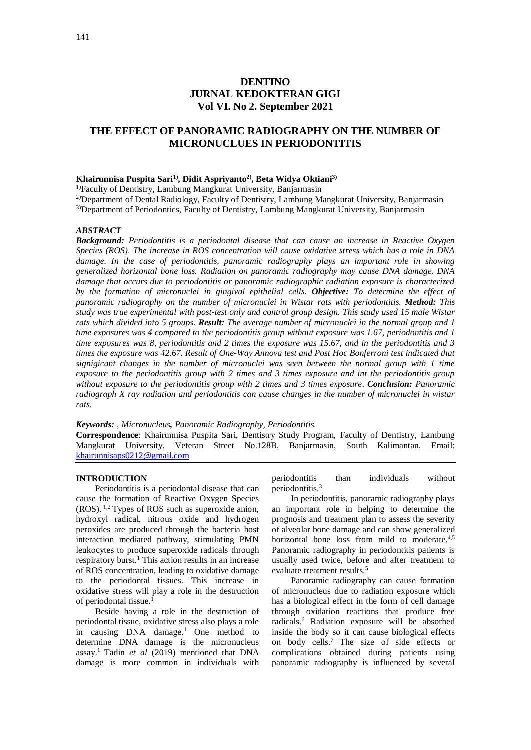**DENTINO**
**JURNAL KEDOKTERAN GIGI**
**Vol VI. No 2. September 2021**

# THE EFFECT OF PANORAMIC RADIOGRAPHY ON THE NUMBER OF MICRONUCLUES IN PERIODONTITIS

**Khairunnisa Puspita Sari[1)], Didit Aspriyanto[2)], Beta Widya Oktiani[3)]**

[1)]Faculty of Dentistry, Lambung Mangkurat University, Banjarmasin
[2)]Department of Dental Radiology, Faculty of Dentistry, Lambung Mangkurat University, Banjarmasin
[3)]Department of Periodontics, Faculty of Dentistry, Lambung Mangkurat University, Banjarmasin

### *ABSTRACT*

***Background:*** *Periodontitis is a periodontal disease that can cause an increase in Reactive Oxygen Species (ROS). The increase in ROS concentration will cause oxidative stress which has a role in DNA damage. In the case of periodontitis, panoramic radiography plays an important role in showing generalized horizontal bone loss. Radiation on panoramic radiography may cause DNA damage. DNA damage that occurs due to periodontitis or panoramic radiographic radiation exposure is characterized by the formation of micronuclei in gingival epithelial cells.* ***Objective:*** *To determine the effect of panoramic radiography on the number of micronuclei in Wistar rats with periodontitis.* ***Method:*** *This study was true experimental with post-test only and control group design. This study used 15 male Wistar rats which divided into 5 groups.* ***Result:*** *The average number of micronuclei in the normal group and 1 time exposures was 4 compared to the periodontitis group without exposure was 1.67, periodontitis and 1 time exposures was 8, periodontitis and 2 times the exposure was 15.67, and in the periodontitis and 3 times the exposure was 42.67. Result of One-Way Annova test and Post Hoc Bonferroni test indicated that signigicant changes in the number of micronuclei was seen between the normal group with 1 time exposure to the periodontitis group with 2 times and 3 times exposure and int the periodontitis group without exposure to the periodontitis group with 2 times and 3 times exposure.* ***Conclusion:*** *Panoramic radiograph X ray radiation and periodontitis can cause changes in the number of micronuclei in wistar rats.*

***Keywords:*** *, Micronucleus,* ***,*** *Panoramic Radiography, Periodontitis.*

**Correspondence**: Khairunnisa Puspita Sari, Dentistry Study Program, Faculty of Dentistry, Lambung Mangkurat University, Veteran Street No.128B, Banjarmasin, South Kalimantan, Email: khairunnisaps0212@gmail.com

## INTRODUCTION

Periodontitis is a periodontal disease that can cause the formation of Reactive Oxygen Species (ROS). [1,2] Types of ROS such as superoxide anion, hydroxyl radical, nitrous oxide and hydrogen peroxides are produced through the bacteria host interaction mediated pathway, stimulating PMN leukocytes to produce superoxide radicals through respiratory burst.[1] This action results in an increase of ROS concentration, leading to oxidative damage to the periodontal tissues. This increase in oxidative stress will play a role in the destruction of periodontal tissue.[1]

Beside having a role in the destruction of periodontal tissue, oxidative stress also plays a role in causing DNA damage.[1] One method to determine DNA damage is the micronucleus assay.[1] Tadin *et al* (2019) mentioned that DNA damage is more common in individuals with periodontitis than individuals without periodontitis.[3]

In periodontitis, panoramic radiography plays an important role in helping to determine the prognosis and treatment plan to assess the severity of alveolar bone damage and can show generalized horizontal bone loss from mild to moderate.[4,5] Panoramic radiography in periodontitis patients is usually used twice, before and after treatment to evaluate treatment results.[5]

Panoramic radiography can cause formation of micronucleus due to radiation exposure which has a biological effect in the form of cell damage through oxidation reactions that produce free radicals.[6] Radiation exposure will be absorbed inside the body so it can cause biological effects on body cells.[7] The size of side effects or complications obtained during patients using panoramic radiography is influenced by several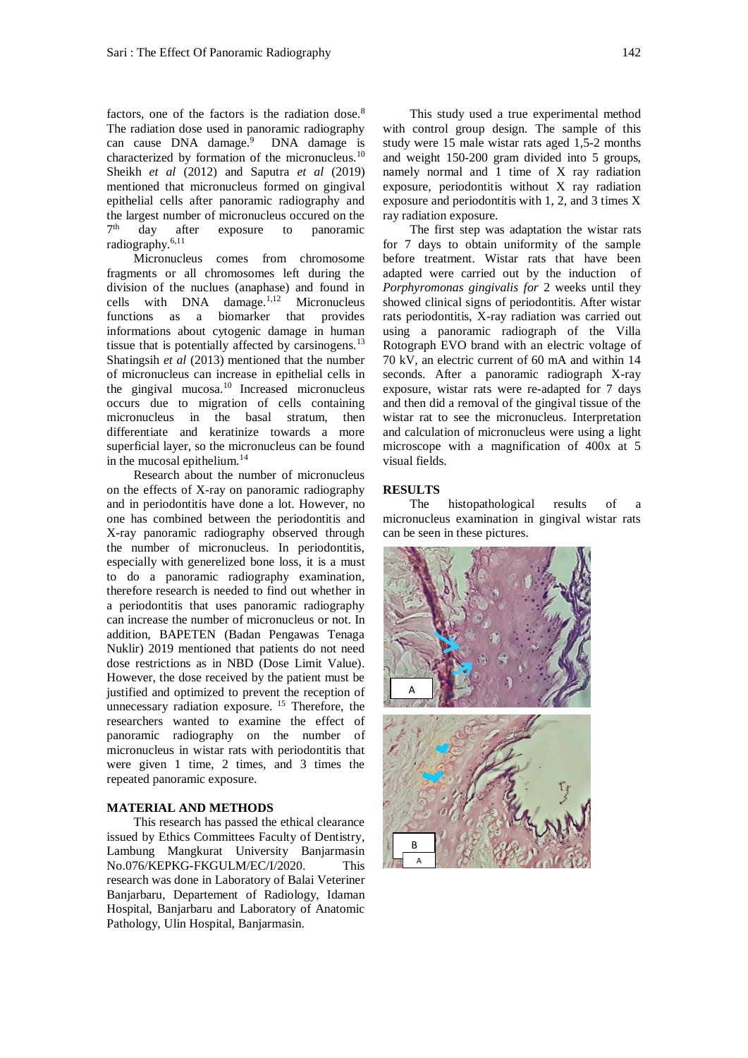factors, one of the factors is the radiation dose.[8] The radiation dose used in panoramic radiography can cause DNA damage.[9] DNA damage is characterized by formation of the micronucleus.[10] Sheikh *et al* (2012) and Saputra *et al* (2019) mentioned that micronucleus formed on gingival epithelial cells after panoramic radiography and the largest number of micronucleus occured on the 7th day after exposure to panoramic radiography.[6,11]

Micronucleus comes from chromosome fragments or all chromosomes left during the division of the nuclues (anaphase) and found in cells with DNA damage.[1,12] Micronucleus functions as a biomarker that provides informations about cytogenic damage in human tissue that is potentially affected by carsinogens.[13] Shatingsih *et al* (2013) mentioned that the number of micronucleus can increase in epithelial cells in the gingival mucosa.[10] Increased micronucleus occurs due to migration of cells containing micronucleus in the basal stratum, then differentiate and keratinize towards a more superficial layer, so the micronucleus can be found in the mucosal epithelium.[14]

Research about the number of micronucleus on the effects of X-ray on panoramic radiography and in periodontitis have done a lot. However, no one has combined between the periodontitis and X-ray panoramic radiography observed through the number of micronucleus. In periodontitis, especially with generelized bone loss, it is a must to do a panoramic radiography examination, therefore research is needed to find out whether in a periodontitis that uses panoramic radiography can increase the number of micronucleus or not. In addition, BAPETEN (Badan Pengawas Tenaga Nuklir) 2019 mentioned that patients do not need dose restrictions as in NBD (Dose Limit Value). However, the dose received by the patient must be justified and optimized to prevent the reception of unnecessary radiation exposure.[15] Therefore, the researchers wanted to examine the effect of panoramic radiography on the number of micronucleus in wistar rats with periodontitis that were given 1 time, 2 times, and 3 times the repeated panoramic exposure.

## MATERIAL AND METHODS

This research has passed the ethical clearance issued by Ethics Committees Faculty of Dentistry, Lambung Mangkurat University Banjarmasin No.076/KEPKG-FKGULM/EC/I/2020. This research was done in Laboratory of Balai Veteriner Banjarbaru, Departement of Radiology, Idaman Hospital, Banjarbaru and Laboratory of Anatomic Pathology, Ulin Hospital, Banjarmasin.

This study used a true experimental method with control group design. The sample of this study were 15 male wistar rats aged 1,5-2 months and weight 150-200 gram divided into 5 groups, namely normal and 1 time of X ray radiation exposure, periodontitis without X ray radiation exposure and periodontitis with 1, 2, and 3 times X ray radiation exposure.

The first step was adaptation the wistar rats for 7 days to obtain uniformity of the sample before treatment. Wistar rats that have been adapted were carried out by the induction of *Porphyromonas gingivalis for* 2 weeks until they showed clinical signs of periodontitis. After wistar rats periodontitis, X-ray radiation was carried out using a panoramic radiograph of the Villa Rotograph EVO brand with an electric voltage of 70 kV, an electric current of 60 mA and within 14 seconds. After a panoramic radiograph X-ray exposure, wistar rats were re-adapted for 7 days and then did a removal of the gingival tissue of the wistar rat to see the micronucleus. Interpretation and calculation of micronucleus were using a light microscope with a magnification of 400x at 5 visual fields.

## RESULTS

The histopathological results of a micronucleus examination in gingival wistar rats can be seen in these pictures.

A

B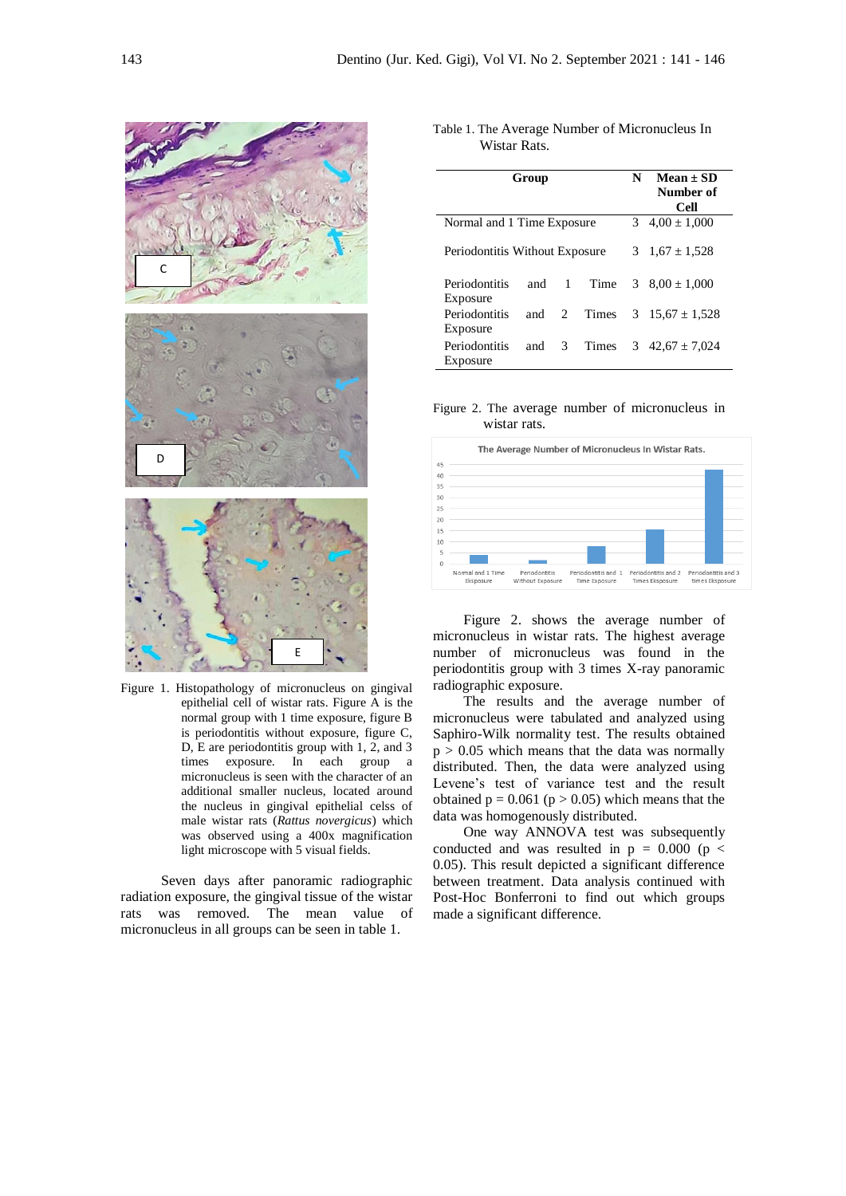Figure 1. Histopathology of micronucleus on gingival epithelial cell of wistar rats. Figure A is the normal group with 1 time exposure, figure B is periodontitis without exposure, figure C, D, E are periodontitis group with 1, 2, and 3 times exposure. In each group a micronucleus is seen with the character of an additional smaller nucleus, located around the nucleus in gingival epithelial celss of male wistar rats (*Rattus novergicus*) which was observed using a 400x magnification light microscope with 5 visual fields.

Seven days after panoramic radiographic radiation exposure, the gingival tissue of the wistar rats was removed. The mean value of micronucleus in all groups can be seen in table 1.

Table 1. The Average Number of Micronucleus In Wistar Rats.

| Group | N | Mean ± SD Number of Cell |
|---|---|---|
| Normal and 1 Time Exposure | 3 | 4,00 ± 1,000 |
| Periodontitis Without Exposure | 3 | 1,67 ± 1,528 |
| Periodontitis and 1 Time Exposure | 3 | 8,00 ± 1,000 |
| Periodontitis and 2 Times Exposure | 3 | 15,67 ± 1,528 |
| Periodontitis and 3 Times Exposure | 3 | 42,67 ± 7,024 |

Figure 2. The average number of micronucleus in wistar rats.

Figure 2. shows the average number of micronucleus in wistar rats. The highest average number of micronucleus was found in the periodontitis group with 3 times X-ray panoramic radiographic exposure.

The results and the average number of micronucleus were tabulated and analyzed using Saphiro-Wilk normality test. The results obtained $p > 0.05$ which means that the data was normally distributed. Then, the data were analyzed using Levene's test of variance test and the result obtained $p = 0.061$ ($p > 0.05$) which means that the data was homogenously distributed.

One way ANNOVA test was subsequently conducted and was resulted in $p = 0.000$ ($p < 0.05$). This result depicted a significant difference between treatment. Data analysis continued with Post-Hoc Bonferroni to find out which groups made a significant difference.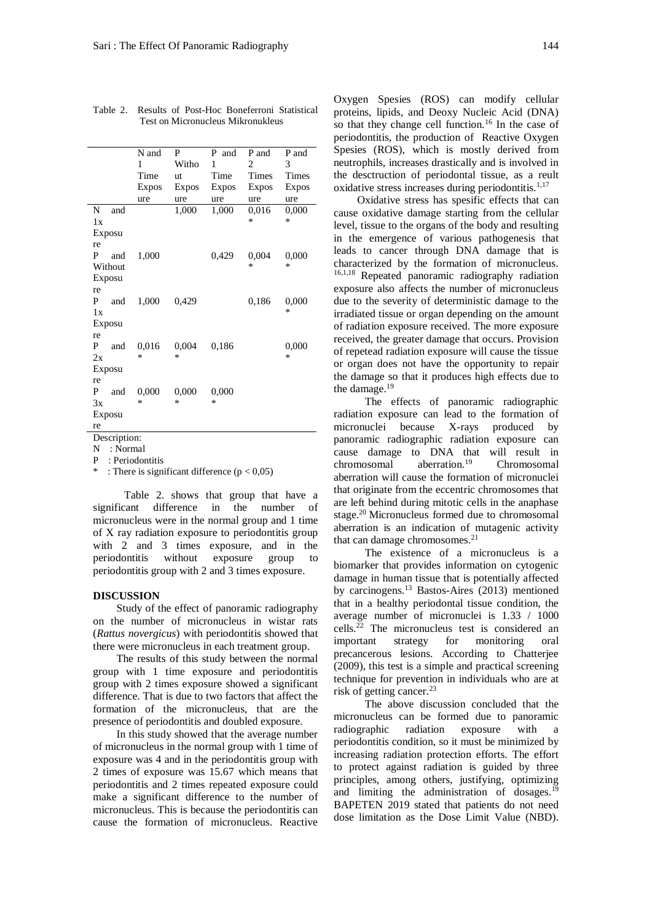Table 2. Results of Post-Hoc Boneferroni Statistical Test on Micronucleus Mikronukleus

| | N and 1 Time Exposure | P Without Exposure | P and 1 Time Exposure | P and 2 Times Exposure | P and 3 Times Exposure |
|---|---|---|---|---|---|
| N and 1x Exposure | | 1,000 | 1,000 | 0,016 * | 0,000 * |
| P and Without Exposure | 1,000 | | 0,429 | 0,004 * | 0,000 * |
| P and 1x Exposure | 1,000 | 0,429 | | 0,186 | 0,000 * |
| P and 2x Exposure | 0,016 * | 0,004 * | 0,186 | | 0,000 * |
| P and 3x Exposure | 0,000 * | 0,000 * | 0,000 * | | |

Description:
N : Normal
P : Periodontitis
* : There is significant difference ($p < 0,05$)

Table 2. shows that group that have a significant difference in the number of micronucleus were in the normal group and 1 time of X ray radiation exposure to periodontitis group with 2 and 3 times exposure, and in the periodontitis without exposure group to periodontitis group with 2 and 3 times exposure.

## DISCUSSION

Study of the effect of panoramic radiography on the number of micronucleus in wistar rats (*Rattus novergicus*) with periodontitis showed that there were micronucleus in each treatment group.

The results of this study between the normal group with 1 time exposure and periodontitis group with 2 times exposure showed a significant difference. That is due to two factors that affect the formation of the micronucleus, that are the presence of periodontitis and doubled exposure.

In this study showed that the average number of micronucleus in the normal group with 1 time of exposure was 4 and in the periodontitis group with 2 times of exposure was 15.67 which means that periodontitis and 2 times repeated exposure could make a significant difference to the number of micronucleus. This is because the periodontitis can cause the formation of micronucleus. Reactive Oxygen Spesies (ROS) can modify cellular proteins, lipids, and Deoxy Nucleic Acid (DNA) so that they change cell function.[16] In the case of periodontitis, the production of Reactive Oxygen Spesies (ROS), which is mostly derived from neutrophils, increases drastically and is involved in the desctruction of periodontal tissue, as a reult oxidative stress increases during periodontitis.[1,17]

Oxidative stress has spesific effects that can cause oxidative damage starting from the cellular level, tissue to the organs of the body and resulting in the emergence of various pathogenesis that leads to cancer through DNA damage that is characterized by the formation of micronucleus.[16,1,18] Repeated panoramic radiography radiation exposure also affects the number of micronucleus due to the severity of deterministic damage to the irradiated tissue or organ depending on the amount of radiation exposure received. The more exposure received, the greater damage that occurs. Provision of repetead radiation exposure will cause the tissue or organ does not have the opportunity to repair the damage so that it produces high effects due to the damage.[19]

The effects of panoramic radiographic radiation exposure can lead to the formation of micronuclei because X-rays produced by panoramic radiographic radiation exposure can cause damage to DNA that will result in chromosomal aberration.[19] Chromosomal aberration will cause the formation of micronuclei that originate from the eccentric chromosomes that are left behind during mitotic cells in the anaphase stage.[20] Micronucleus formed due to chromosomal aberration is an indication of mutagenic activity that can damage chromosomes.[21]

The existence of a micronucleus is a biomarker that provides information on cytogenic damage in human tissue that is potentially affected by carcinogens.[13] Bastos-Aires (2013) mentioned that in a healthy periodontal tissue condition, the average number of micronuclei is 1.33 / 1000 cells.[22] The micronucleus test is considered an important strategy for monitoring oral precancerous lesions. According to Chatterjee (2009), this test is a simple and practical screening technique for prevention in individuals who are at risk of getting cancer.[23]

The above discussion concluded that the micronucleus can be formed due to panoramic radiographic radiation exposure with a periodontitis condition, so it must be minimized by increasing radiation protection efforts. The effort to protect against radiation is guided by three principles, among others, justifying, optimizing and limiting the administration of dosages.[19] BAPETEN 2019 stated that patients do not need dose limitation as the Dose Limit Value (NBD).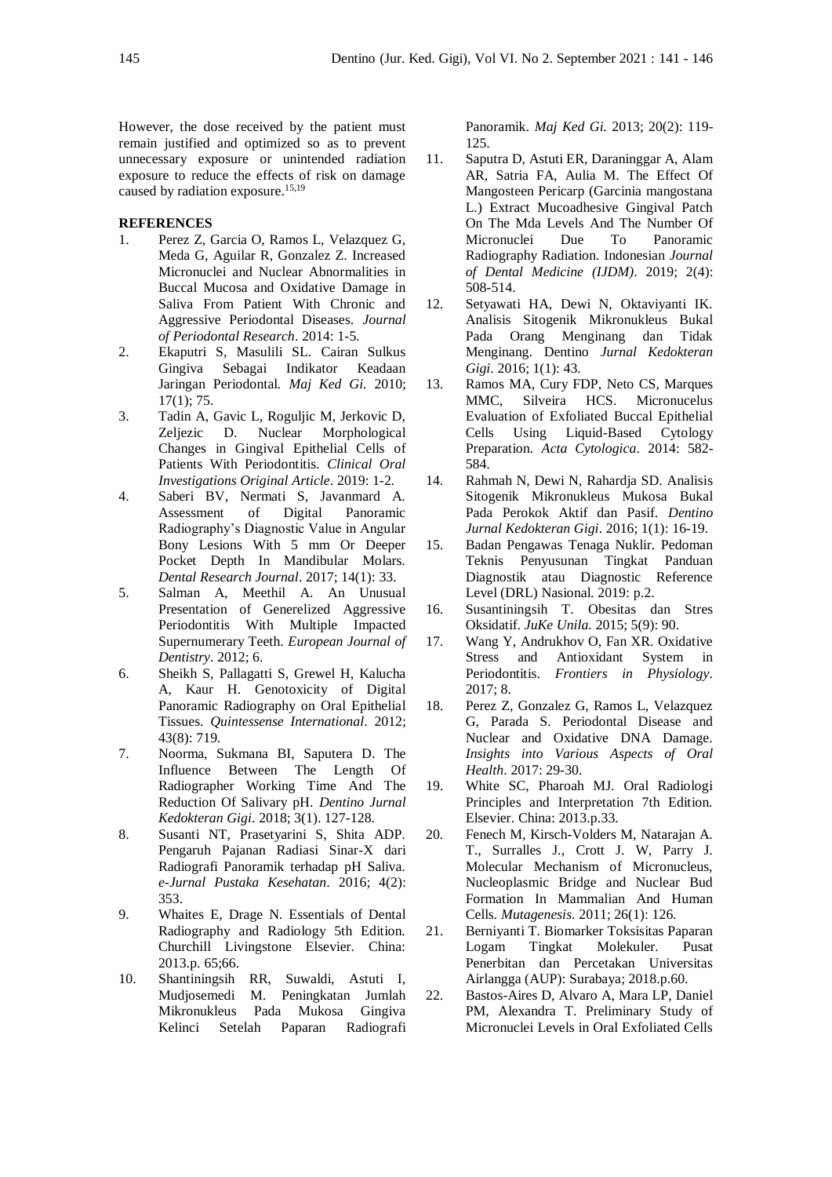However, the dose received by the patient must remain justified and optimized so as to prevent unnecessary exposure or unintended radiation exposure to reduce the effects of risk on damage caused by radiation exposure.[15,19]

**REFERENCES**

1. Perez Z, Garcia O, Ramos L, Velazquez G, Meda G, Aguilar R, Gonzalez Z. Increased Micronuclei and Nuclear Abnormalities in Buccal Mucosa and Oxidative Damage in Saliva From Patient With Chronic and Aggressive Periodontal Diseases. *Journal of Periodontal Research*. 2014: 1-5.
2. Ekaputri S, Masulili SL. Cairan Sulkus Gingiva Sebagai Indikator Keadaan Jaringan Periodontal. *Maj Ked Gi.* 2010; 17(1); 75.
3. Tadin A, Gavic L, Roguljic M, Jerkovic D, Zeljezic D. Nuclear Morphological Changes in Gingival Epithelial Cells of Patients With Periodontitis. *Clinical Oral Investigations Original Article*. 2019: 1-2.
4. Saberi BV, Nermati S, Javanmard A. Assessment of Digital Panoramic Radiography's Diagnostic Value in Angular Bony Lesions With 5 mm Or Deeper Pocket Depth In Mandibular Molars. *Dental Research Journal*. 2017; 14(1): 33.
5. Salman A, Meethil A. An Unusual Presentation of Generelized Aggressive Periodontitis With Multiple Impacted Supernumerary Teeth. *European Journal of Dentistry*. 2012; 6.
6. Sheikh S, Pallagatti S, Grewel H, Kalucha A, Kaur H. Genotoxicity of Digital Panoramic Radiography on Oral Epithelial Tissues. *Quintessense International*. 2012; 43(8): 719.
7. Noorma, Sukmana BI, Saputera D. The Influence Between The Length Of Radiographer Working Time And The Reduction Of Salivary pH. *Dentino Jurnal Kedokteran Gigi*. 2018; 3(1). 127-128.
8. Susanti NT, Prasetyarini S, Shita ADP. Pengaruh Pajanan Radiasi Sinar-X dari Radiografi Panoramik terhadap pH Saliva. *e-Jurnal Pustaka Kesehatan*. 2016; 4(2): 353.
9. Whaites E, Drage N. Essentials of Dental Radiography and Radiology 5th Edition. Churchill Livingstone Elsevier. China: 2013.p. 65;66.
10. Shantiningsih RR, Suwaldi, Astuti I, Mudjosemedi M. Peningkatan Jumlah Mikronukleus Pada Mukosa Gingiva Kelinci Setelah Paparan Radiografi Panoramik. *Maj Ked Gi.* 2013; 20(2): 119-125.
11. Saputra D, Astuti ER, Daraninggar A, Alam AR, Satria FA, Aulia M. The Effect Of Mangosteen Pericarp (Garcinia mangostana L.) Extract Mucoadhesive Gingival Patch On The Mda Levels And The Number Of Micronuclei Due To Panoramic Radiography Radiation. Indonesian *Journal of Dental Medicine (IJDM)*. 2019; 2(4): 508-514.
12. Setyawati HA, Dewi N, Oktaviyanti IK. Analisis Sitogenik Mikronukleus Bukal Pada Orang Menginang dan Tidak Menginang. Dentino *Jurnal Kedokteran Gigi*. 2016; 1(1): 43.
13. Ramos MA, Cury FDP, Neto CS, Marques MMC, Silveira HCS. Micronucelus Evaluation of Exfoliated Buccal Epithelial Cells Using Liquid-Based Cytology Preparation. *Acta Cytologica*. 2014: 582-584.
14. Rahmah N, Dewi N, Rahardja SD. Analisis Sitogenik Mikronukleus Mukosa Bukal Pada Perokok Aktif dan Pasif. *Dentino Jurnal Kedokteran Gigi*. 2016; 1(1): 16-19.
15. Badan Pengawas Tenaga Nuklir. Pedoman Teknis Penyusunan Tingkat Panduan Diagnostik atau Diagnostic Reference Level (DRL) Nasional. 2019: p.2.
16. Susantiningsih T. Obesitas dan Stres Oksidatif. *JuKe Unila.* 2015; 5(9): 90.
17. Wang Y, Andrukhov O, Fan XR. Oxidative Stress and Antioxidant System in Periodontitis. *Frontiers in Physiology*. 2017; 8.
18. Perez Z, Gonzalez G, Ramos L, Velazquez G, Parada S. Periodontal Disease and Nuclear and Oxidative DNA Damage. *Insights into Various Aspects of Oral Health*. 2017: 29-30.
19. White SC, Pharoah MJ. Oral Radiologi Principles and Interpretation 7th Edition. Elsevier. China: 2013.p.33.
20. Fenech M, Kirsch-Volders M, Natarajan A. T., Surralles J., Crott J. W, Parry J. Molecular Mechanism of Micronucleus, Nucleoplasmic Bridge and Nuclear Bud Formation In Mammalian And Human Cells. *Mutagenesis*. 2011; 26(1): 126.
21. Berniyanti T. Biomarker Toksisitas Paparan Logam Tingkat Molekuler. Pusat Penerbitan dan Percetakan Universitas Airlangga (AUP): Surabaya; 2018.p.60.
22. Bastos-Aires D, Alvaro A, Mara LP, Daniel PM, Alexandra T. Preliminary Study of Micronuclei Levels in Oral Exfoliated Cells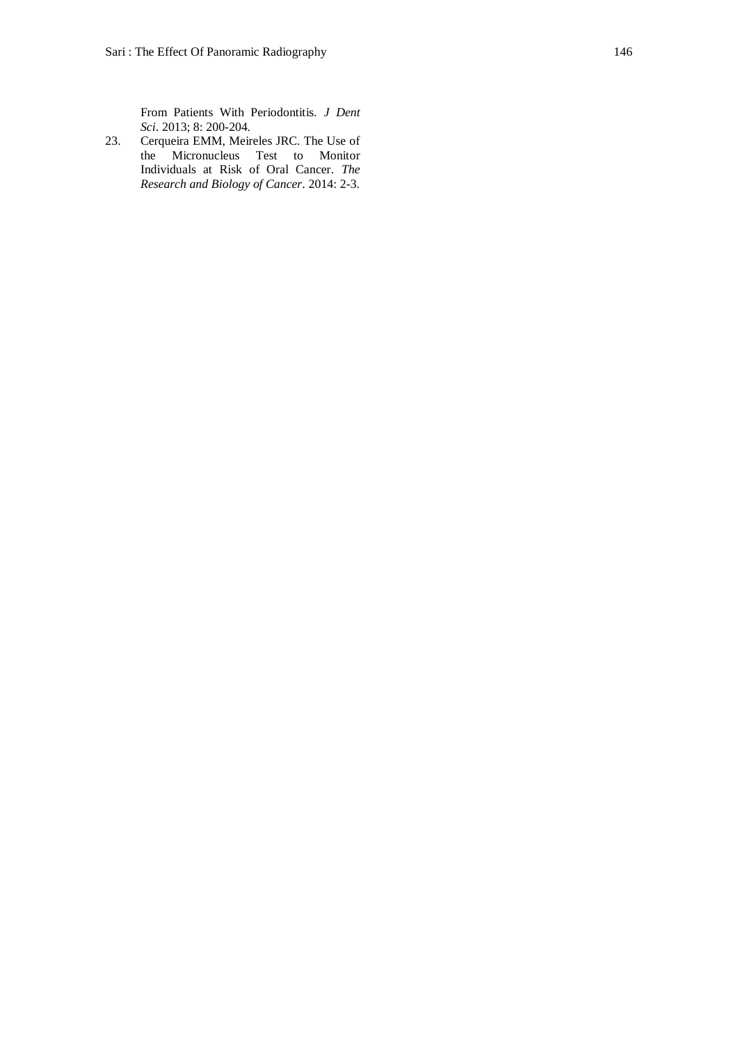From Patients With Periodontitis. *J Dent Sci*. 2013; 8: 200-204.

23. Cerqueira EMM, Meireles JRC. The Use of the Micronucleus Test to Monitor Individuals at Risk of Oral Cancer. *The Research and Biology of Cancer*. 2014: 2-3.